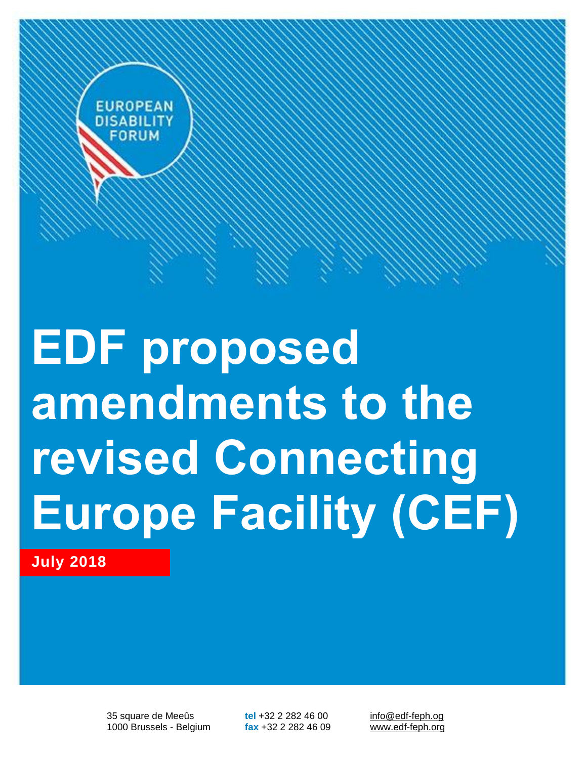EUROPEAN DISABILITY FORUM

# EDF proposed amendments to the revised Connecting Europe Facility (CEF)

**July 2018**

35 square de Meeûs
1000 Brussels - Belgium

**tel** +32 2 282 46 00
**fax** +32 2 282 46 09

info@edf-feph.og
www.edf-feph.org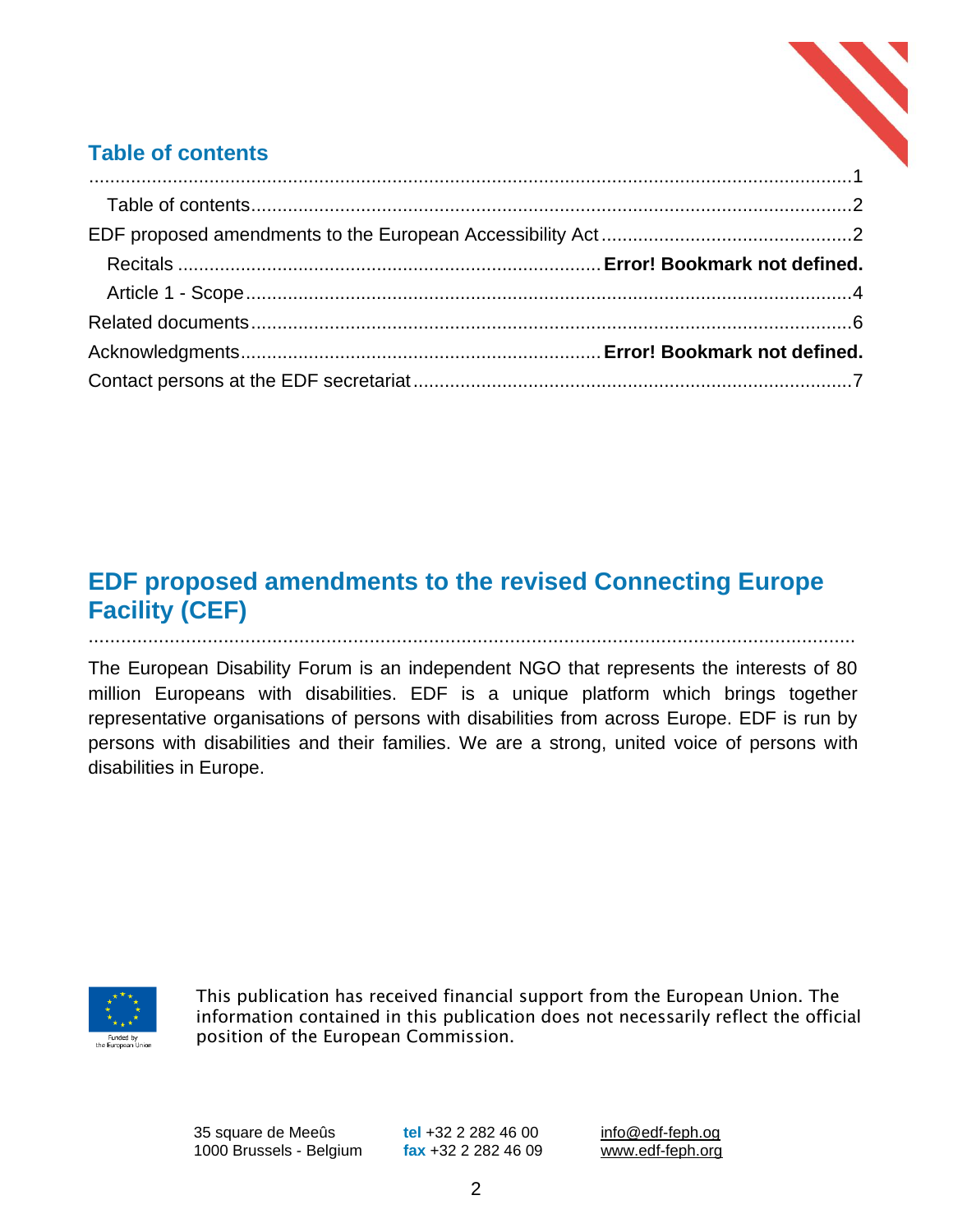## Table of contents

...........................................................................................................................................1
Table of contents...................................................................................................2
EDF proposed amendments to the European Accessibility Act...............................................2
Recitals ..............................................................................**Error! Bookmark not defined.**
Article 1 - Scope....................................................................................................4
Related documents..................................................................................................6
Acknowledgments...................................................................**Error! Bookmark not defined.**
Contact persons at the EDF secretariat...................................................................................7

# EDF proposed amendments to the revised Connecting Europe Facility (CEF)

.............................................................................................................................................

The European Disability Forum is an independent NGO that represents the interests of 80 million Europeans with disabilities. EDF is a unique platform which brings together representative organisations of persons with disabilities from across Europe. EDF is run by persons with disabilities and their families. We are a strong, united voice of persons with disabilities in Europe.

Funded by the European Union

This publication has received financial support from the European Union. The information contained in this publication does not necessarily reflect the official position of the European Commission.

35 square de Meeûs
1000 Brussels - Belgium

**tel** +32 2 282 46 00
**fax** +32 2 282 46 09

info@edf-feph.og
www.edf-feph.org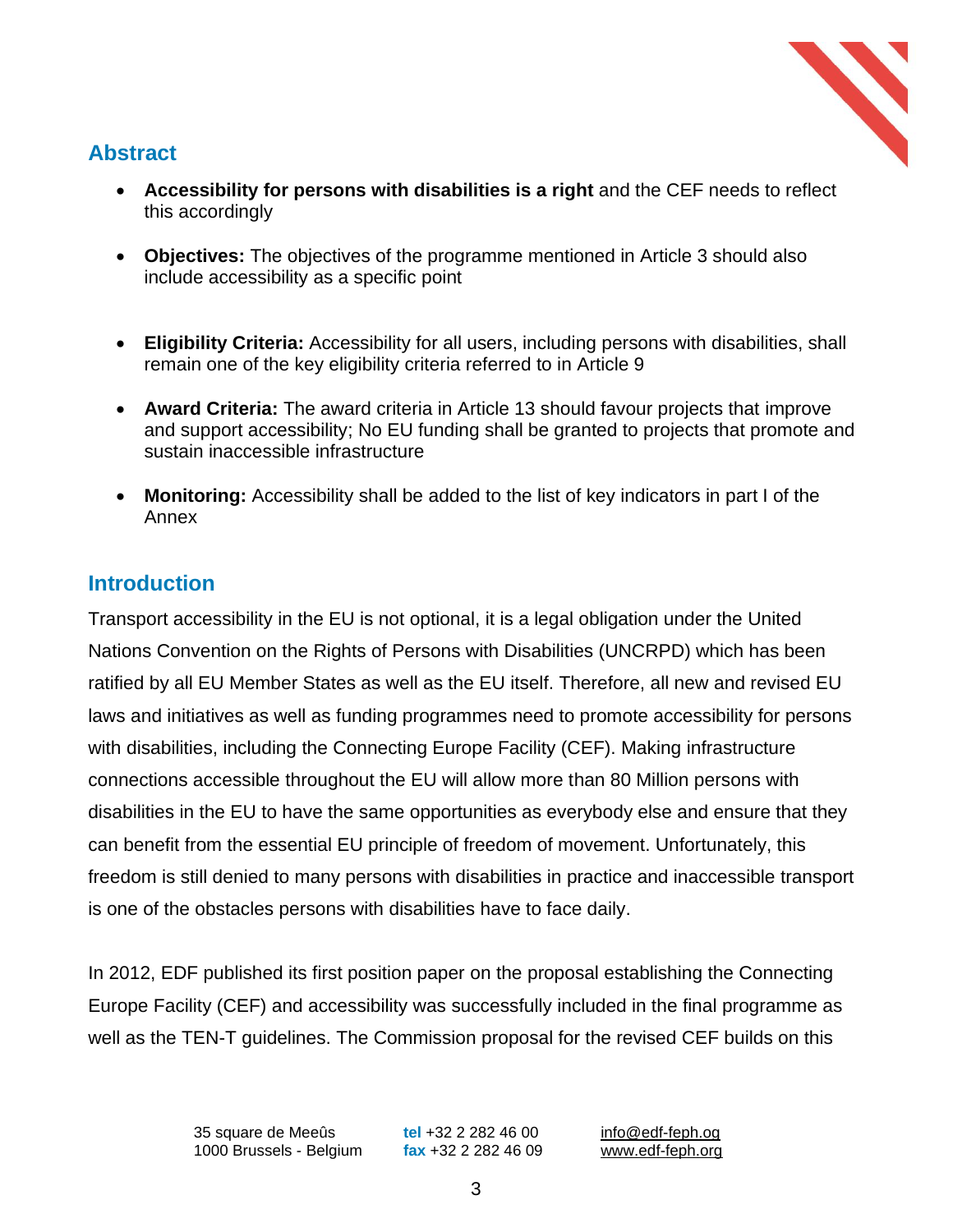## Abstract

- **Accessibility for persons with disabilities is a right** and the CEF needs to reflect this accordingly
- **Objectives:** The objectives of the programme mentioned in Article 3 should also include accessibility as a specific point
- **Eligibility Criteria:** Accessibility for all users, including persons with disabilities, shall remain one of the key eligibility criteria referred to in Article 9
- **Award Criteria:** The award criteria in Article 13 should favour projects that improve and support accessibility; No EU funding shall be granted to projects that promote and sustain inaccessible infrastructure
- **Monitoring:** Accessibility shall be added to the list of key indicators in part I of the Annex

## Introduction

Transport accessibility in the EU is not optional, it is a legal obligation under the United Nations Convention on the Rights of Persons with Disabilities (UNCRPD) which has been ratified by all EU Member States as well as the EU itself. Therefore, all new and revised EU laws and initiatives as well as funding programmes need to promote accessibility for persons with disabilities, including the Connecting Europe Facility (CEF). Making infrastructure connections accessible throughout the EU will allow more than 80 Million persons with disabilities in the EU to have the same opportunities as everybody else and ensure that they can benefit from the essential EU principle of freedom of movement. Unfortunately, this freedom is still denied to many persons with disabilities in practice and inaccessible transport is one of the obstacles persons with disabilities have to face daily.

In 2012, EDF published its first position paper on the proposal establishing the Connecting Europe Facility (CEF) and accessibility was successfully included in the final programme as well as the TEN-T guidelines. The Commission proposal for the revised CEF builds on this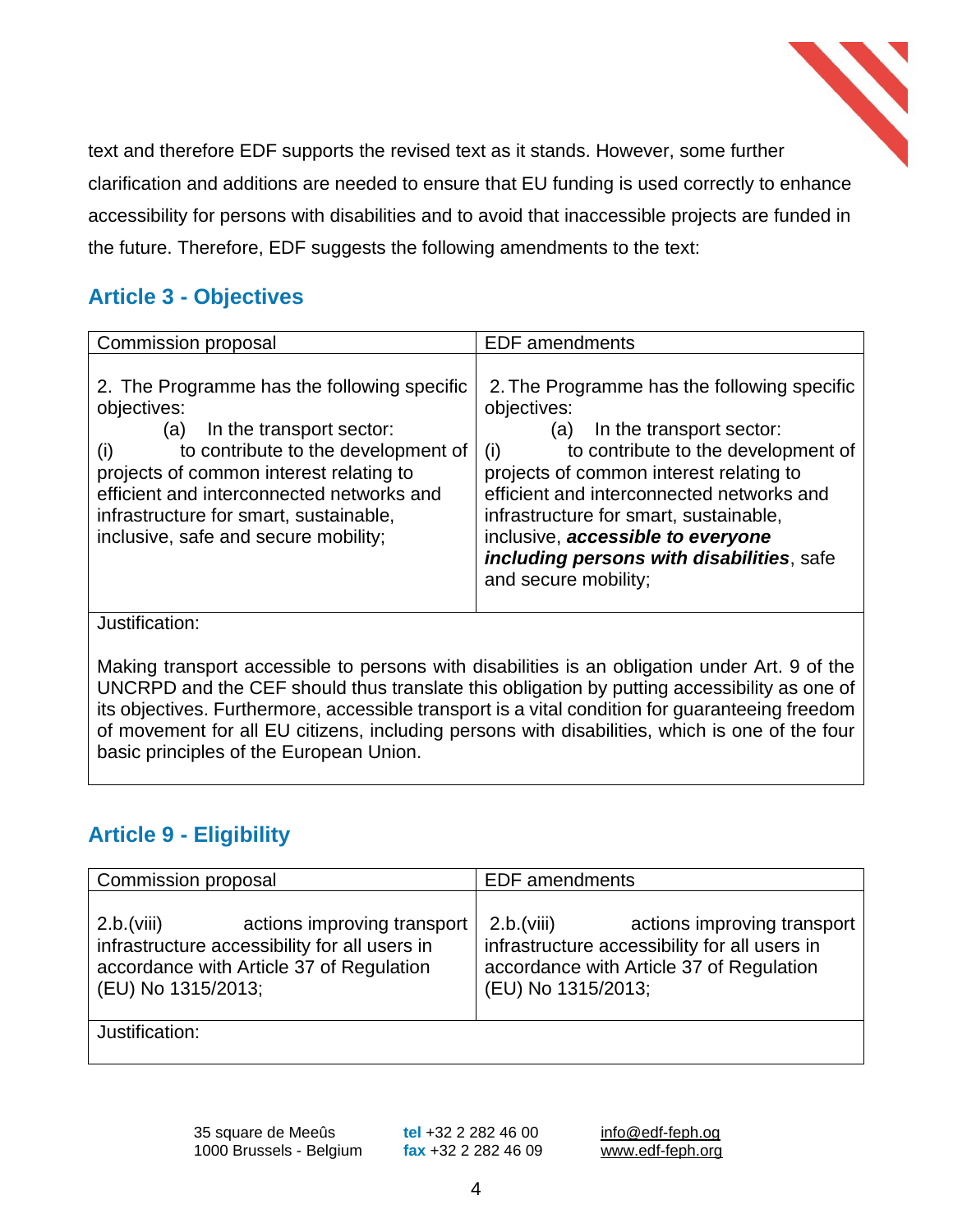text and therefore EDF supports the revised text as it stands. However, some further clarification and additions are needed to ensure that EU funding is used correctly to enhance accessibility for persons with disabilities and to avoid that inaccessible projects are funded in the future. Therefore, EDF suggests the following amendments to the text:

## Article 3 - Objectives

| Commission proposal | EDF amendments |
|---|---|
| 2. The Programme has the following specific objectives:<br>(a) In the transport sector:<br>(i) to contribute to the development of projects of common interest relating to efficient and interconnected networks and infrastructure for smart, sustainable, inclusive, safe and secure mobility; | 2. The Programme has the following specific objectives:<br>(a) In the transport sector:<br>(i) to contribute to the development of projects of common interest relating to efficient and interconnected networks and infrastructure for smart, sustainable, inclusive, ***accessible to everyone including persons with disabilities***, safe and secure mobility; |
| Justification:<br><br>Making transport accessible to persons with disabilities is an obligation under Art. 9 of the UNCRPD and the CEF should thus translate this obligation by putting accessibility as one of its objectives. Furthermore, accessible transport is a vital condition for guaranteeing freedom of movement for all EU citizens, including persons with disabilities, which is one of the four basic principles of the European Union. | |

## Article 9 - Eligibility

| Commission proposal | EDF amendments |
|---|---|
| 2.b.(viii) actions improving transport infrastructure accessibility for all users in accordance with Article 37 of Regulation (EU) No 1315/2013; | 2.b.(viii) actions improving transport infrastructure accessibility for all users in accordance with Article 37 of Regulation (EU) No 1315/2013; |
| Justification: | |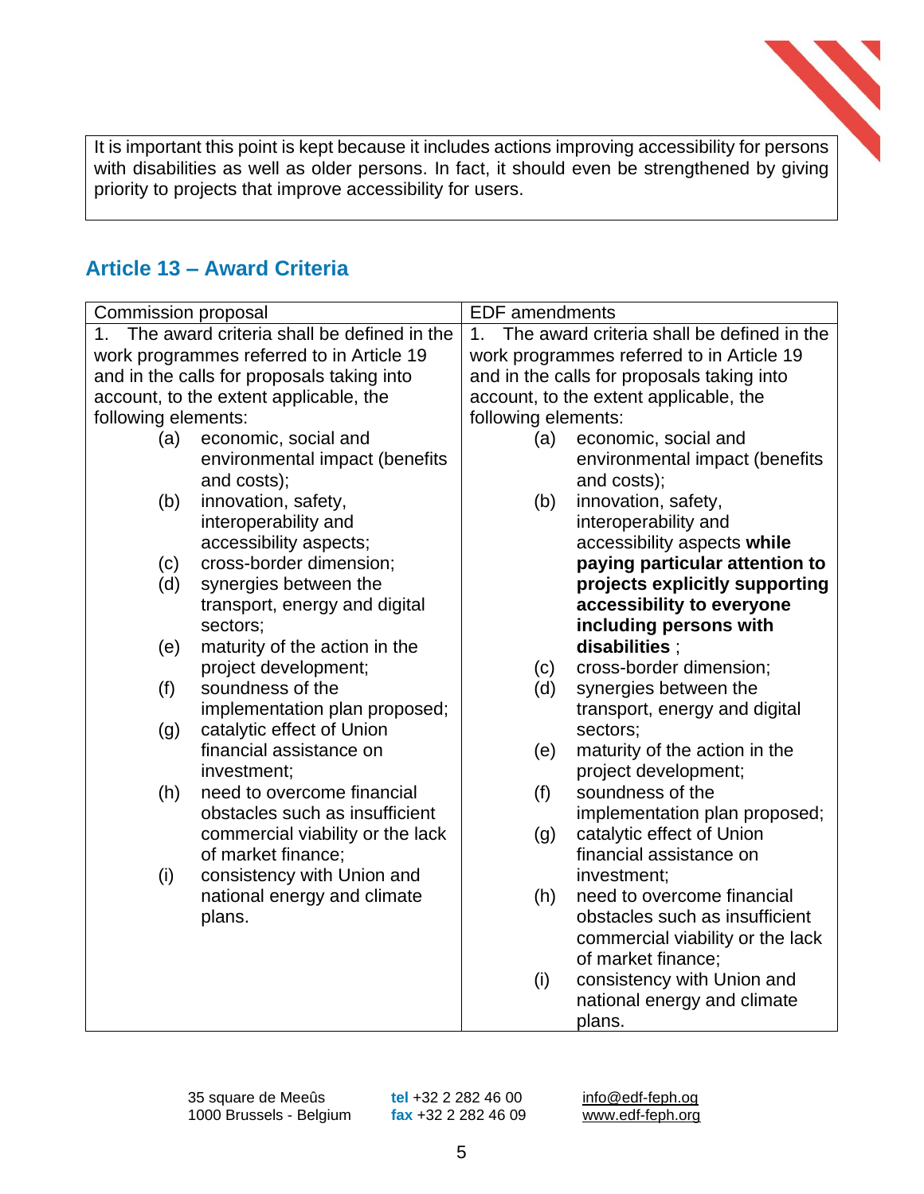| It is important this point is kept because it includes actions improving accessibility for persons with disabilities as well as older persons. In fact, it should even be strengthened by giving priority to projects that improve accessibility for users. |
|---|

## Article 13 – Award Criteria

| Commission proposal | EDF amendments |
|---|---|
| 1. The award criteria shall be defined in the work programmes referred to in Article 19 and in the calls for proposals taking into account, to the extent applicable, the following elements:<br>(a) economic, social and environmental impact (benefits and costs);<br>(b) innovation, safety, interoperability and accessibility aspects;<br>(c) cross-border dimension;<br>(d) synergies between the transport, energy and digital sectors;<br>(e) maturity of the action in the project development;<br>(f) soundness of the implementation plan proposed;<br>(g) catalytic effect of Union financial assistance on investment;<br>(h) need to overcome financial obstacles such as insufficient commercial viability or the lack of market finance;<br>(i) consistency with Union and national energy and climate plans. | 1. The award criteria shall be defined in the work programmes referred to in Article 19 and in the calls for proposals taking into account, to the extent applicable, the following elements:<br>(a) economic, social and environmental impact (benefits and costs);<br>(b) innovation, safety, interoperability and accessibility aspects **while paying particular attention to projects explicitly supporting accessibility to everyone including persons with disabilities** ;<br>(c) cross-border dimension;<br>(d) synergies between the transport, energy and digital sectors;<br>(e) maturity of the action in the project development;<br>(f) soundness of the implementation plan proposed;<br>(g) catalytic effect of Union financial assistance on investment;<br>(h) need to overcome financial obstacles such as insufficient commercial viability or the lack of market finance;<br>(i) consistency with Union and national energy and climate plans. |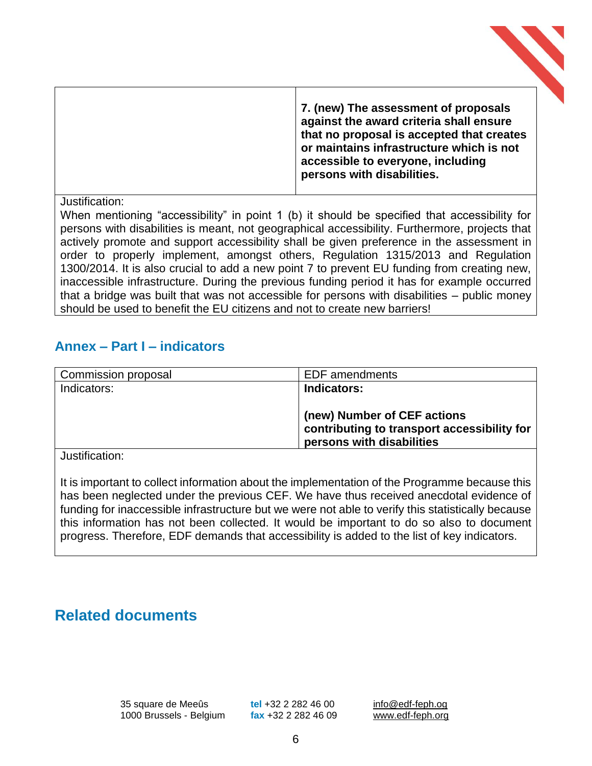| | |
|---|---|
| | **7. (new) The assessment of proposals against the award criteria shall ensure that no proposal is accepted that creates or maintains infrastructure which is not accessible to everyone, including persons with disabilities.** |

Justification:

When mentioning "accessibility" in point 1 (b) it should be specified that accessibility for persons with disabilities is meant, not geographical accessibility. Furthermore, projects that actively promote and support accessibility shall be given preference in the assessment in order to properly implement, amongst others, Regulation 1315/2013 and Regulation 1300/2014. It is also crucial to add a new point 7 to prevent EU funding from creating new, inaccessible infrastructure. During the previous funding period it has for example occurred that a bridge was built that was not accessible for persons with disabilities – public money should be used to benefit the EU citizens and not to create new barriers!

## Annex – Part I – indicators

| Commission proposal | EDF amendments |
|---|---|
| Indicators: | **Indicators:**<br><br>**(new) Number of CEF actions contributing to transport accessibility for persons with disabilities** |

Justification:

It is important to collect information about the implementation of the Programme because this has been neglected under the previous CEF. We have thus received anecdotal evidence of funding for inaccessible infrastructure but we were not able to verify this statistically because this information has not been collected. It would be important to do so also to document progress. Therefore, EDF demands that accessibility is added to the list of key indicators.

## Related documents

35 square de Meeûs
1000 Brussels - Belgium

**tel** +32 2 282 46 00
**fax** +32 2 282 46 09

info@edf-feph.og
www.edf-feph.org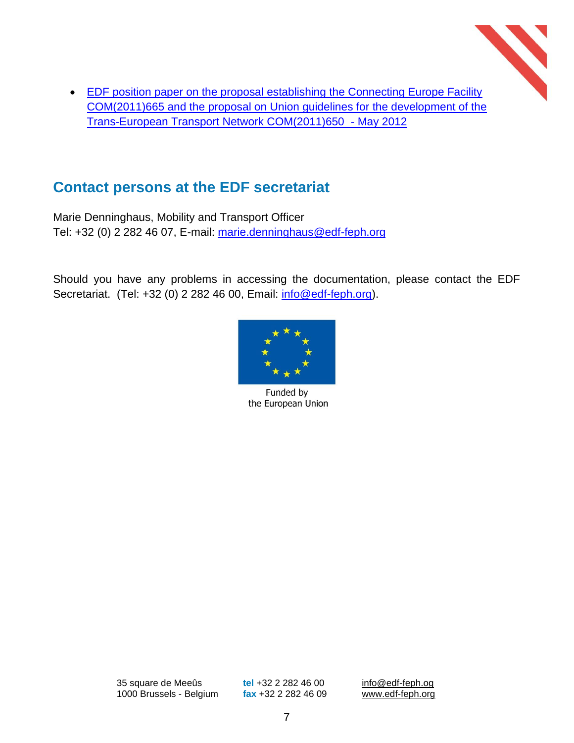- EDF position paper on the proposal establishing the Connecting Europe Facility COM(2011)665 and the proposal on Union guidelines for the development of the Trans-European Transport Network COM(2011)650 - May 2012

## Contact persons at the EDF secretariat

Marie Denninghaus, Mobility and Transport Officer
Tel: +32 (0) 2 282 46 07, E-mail: marie.denninghaus@edf-feph.org

Should you have any problems in accessing the documentation, please contact the EDF Secretariat. (Tel: +32 (0) 2 282 46 00, Email: info@edf-feph.org).

Funded by the European Union

35 square de Meeûs
1000 Brussels - Belgium

**tel** +32 2 282 46 00
**fax** +32 2 282 46 09

info@edf-feph.og
www.edf-feph.org